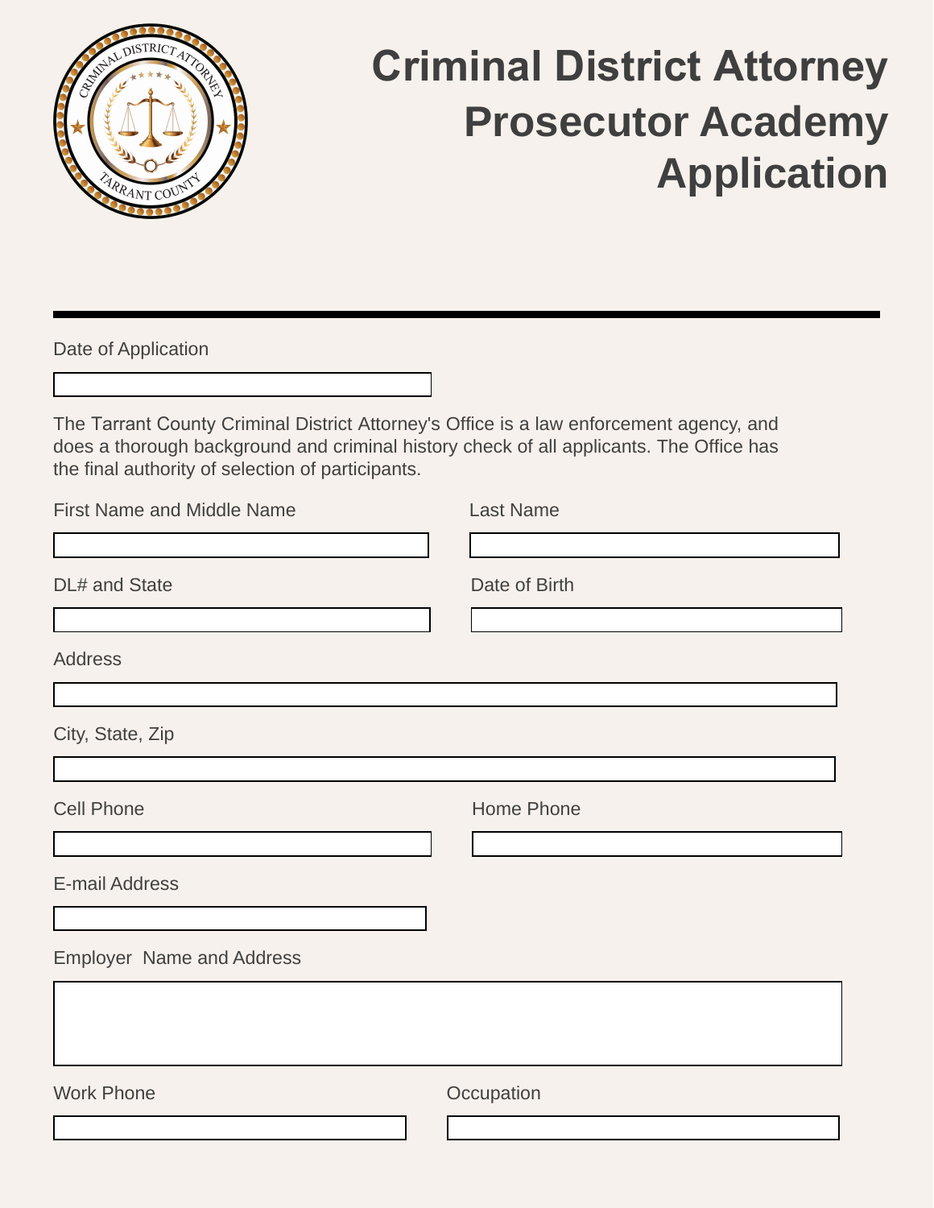# Criminal District Attorney Prosecutor Academy Application

Date of Application

The Tarrant County Criminal District Attorney's Office is a law enforcement agency, and does a thorough background and criminal history check of all applicants. The Office has the final authority of selection of participants.

First Name and Middle Name

Last Name

DL# and State

Date of Birth

Address

City, State, Zip

Cell Phone

Home Phone

E-mail Address

Employer Name and Address

Work Phone

Occupation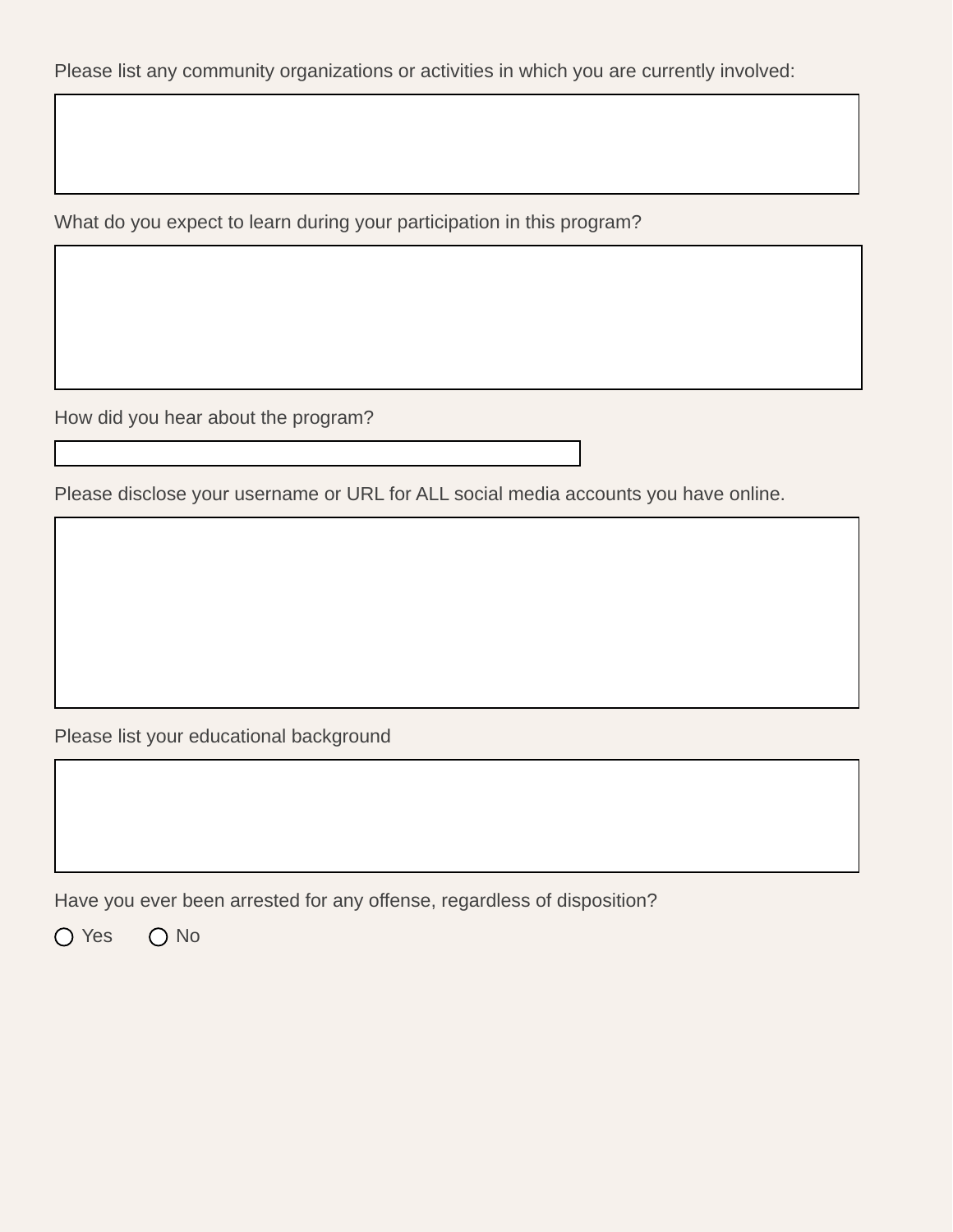Please list any community organizations or activities in which you are currently involved:

What do you expect to learn during your participation in this program?

How did you hear about the program?

Please disclose your username or URL for ALL social media accounts you have online.

Please list your educational background

Have you ever been arrested for any offense, regardless of disposition?

○ Yes ○ No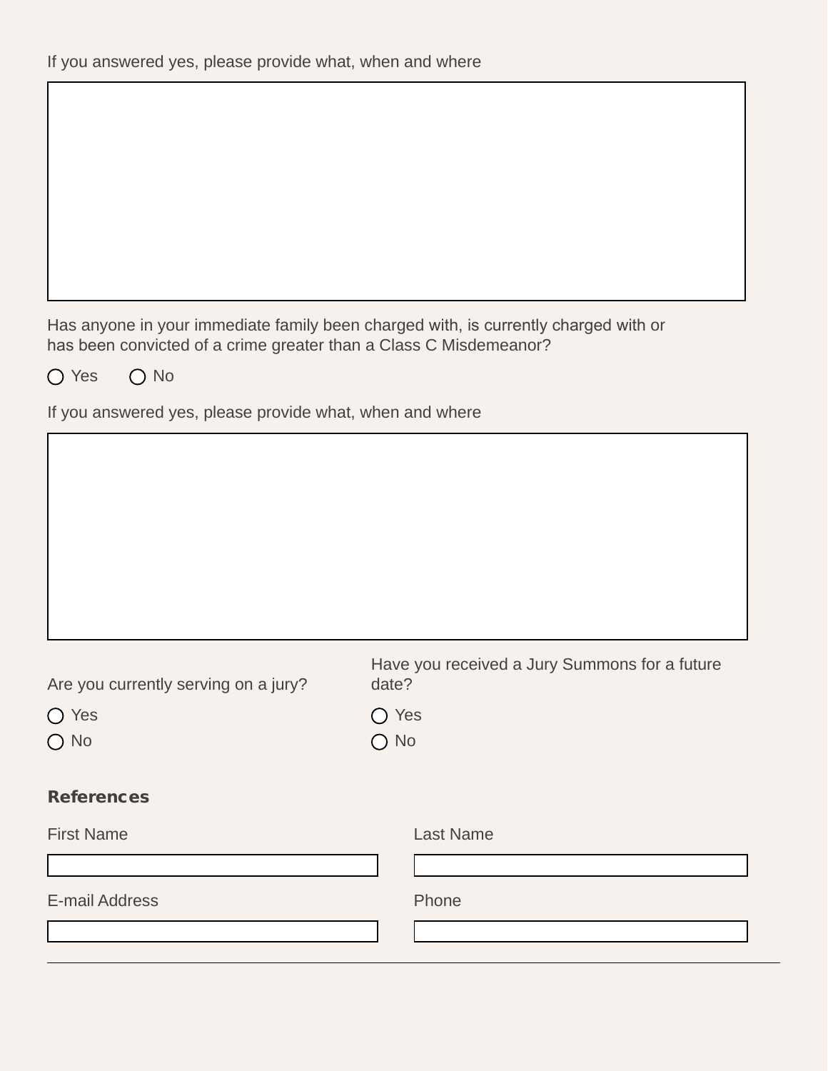If you answered yes, please provide what, when and where

Has anyone in your immediate family been charged with, is currently charged with or has been convicted of a crime greater than a Class C Misdemeanor?

○ Yes ○ No

If you answered yes, please provide what, when and where

Are you currently serving on a jury?

○ Yes
○ No

Have you received a Jury Summons for a future date?

○ Yes
○ No

**References**

First Name

Last Name

E-mail Address

Phone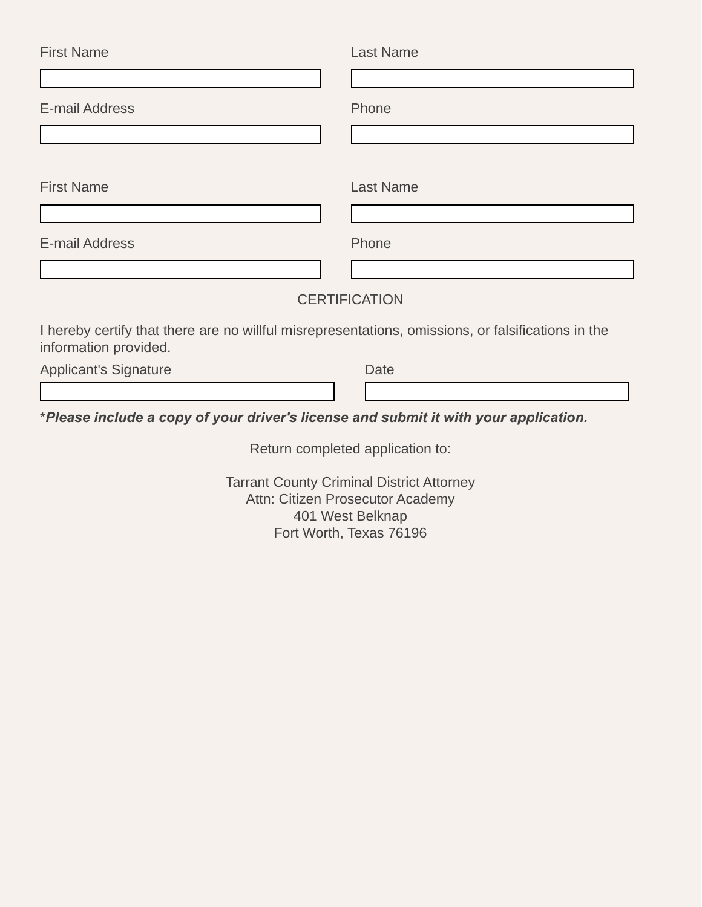First Name

Last Name

E-mail Address

Phone

---

First Name

Last Name

E-mail Address

Phone

CERTIFICATION

I hereby certify that there are no willful misrepresentations, omissions, or falsifications in the information provided.

Applicant's Signature

Date

**_*Please include a copy of your driver's license and submit it with your application._**

Return completed application to:

Tarrant County Criminal District Attorney
Attn: Citizen Prosecutor Academy
401 West Belknap
Fort Worth, Texas 76196